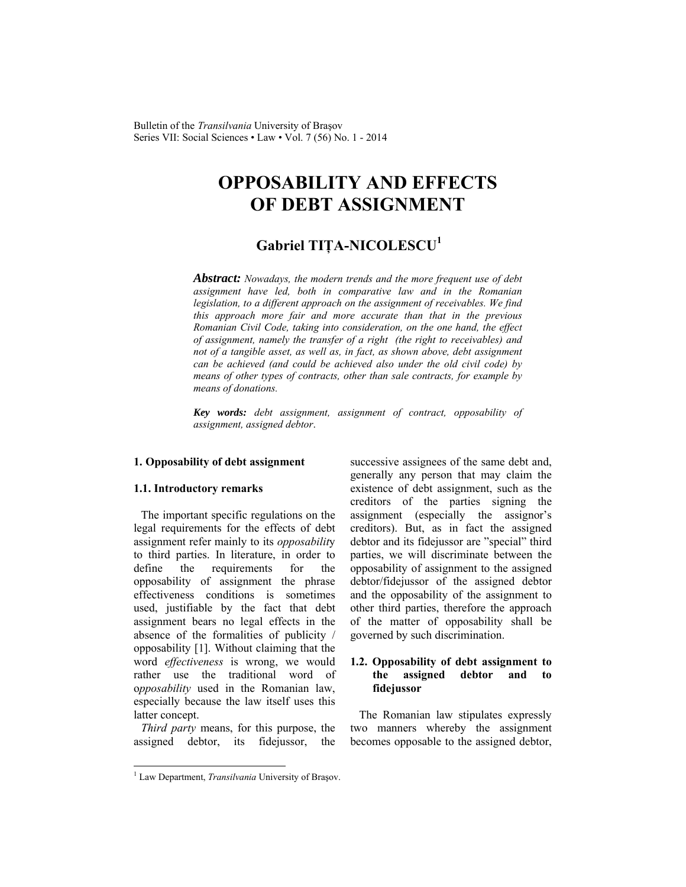# OPPOSABILITY AND EFFECTS OF DEBT ASSIGNMENT

## Gabriel TIȚA-NICOLESCU[1]

***Abstract:*** *Nowadays, the modern trends and the more frequent use of debt assignment have led, both in comparative law and in the Romanian legislation, to a different approach on the assignment of receivables. We find this approach more fair and more accurate than that in the previous Romanian Civil Code, taking into consideration, on the one hand, the effect of assignment, namely the transfer of a right (the right to receivables) and not of a tangible asset, as well as, in fact, as shown above, debt assignment can be achieved (and could be achieved also under the old civil code) by means of other types of contracts, other than sale contracts, for example by means of donations.*

***Key words:*** *debt assignment, assignment of contract, opposability of assignment, assigned debtor*.

### 1. Opposability of debt assignment

#### 1.1. Introductory remarks

The important specific regulations on the legal requirements for the effects of debt assignment refer mainly to its *opposability* to third parties. In literature, in order to define the requirements for the opposability of assignment the phrase effectiveness conditions is sometimes used, justifiable by the fact that debt assignment bears no legal effects in the absence of the formalities of publicity / opposability [1]. Without claiming that the word *effectiveness* is wrong, we would rather use the traditional word of o*pposability* used in the Romanian law, especially because the law itself uses this latter concept.

*Third party* means, for this purpose, the assigned debtor, its fidejussor, the successive assignees of the same debt and, generally any person that may claim the existence of debt assignment, such as the creditors of the parties signing the assignment (especially the assignor's creditors). But, as in fact the assigned debtor and its fidejussor are "special" third parties, we will discriminate between the opposability of assignment to the assigned debtor/fidejussor of the assigned debtor and the opposability of the assignment to other third parties, therefore the approach of the matter of opposability shall be governed by such discrimination.

#### 1.2. Opposability of debt assignment to the assigned debtor and to fidejussor

The Romanian law stipulates expressly two manners whereby the assignment becomes opposable to the assigned debtor,

[1] Law Department, *Transilvania* University of Braşov.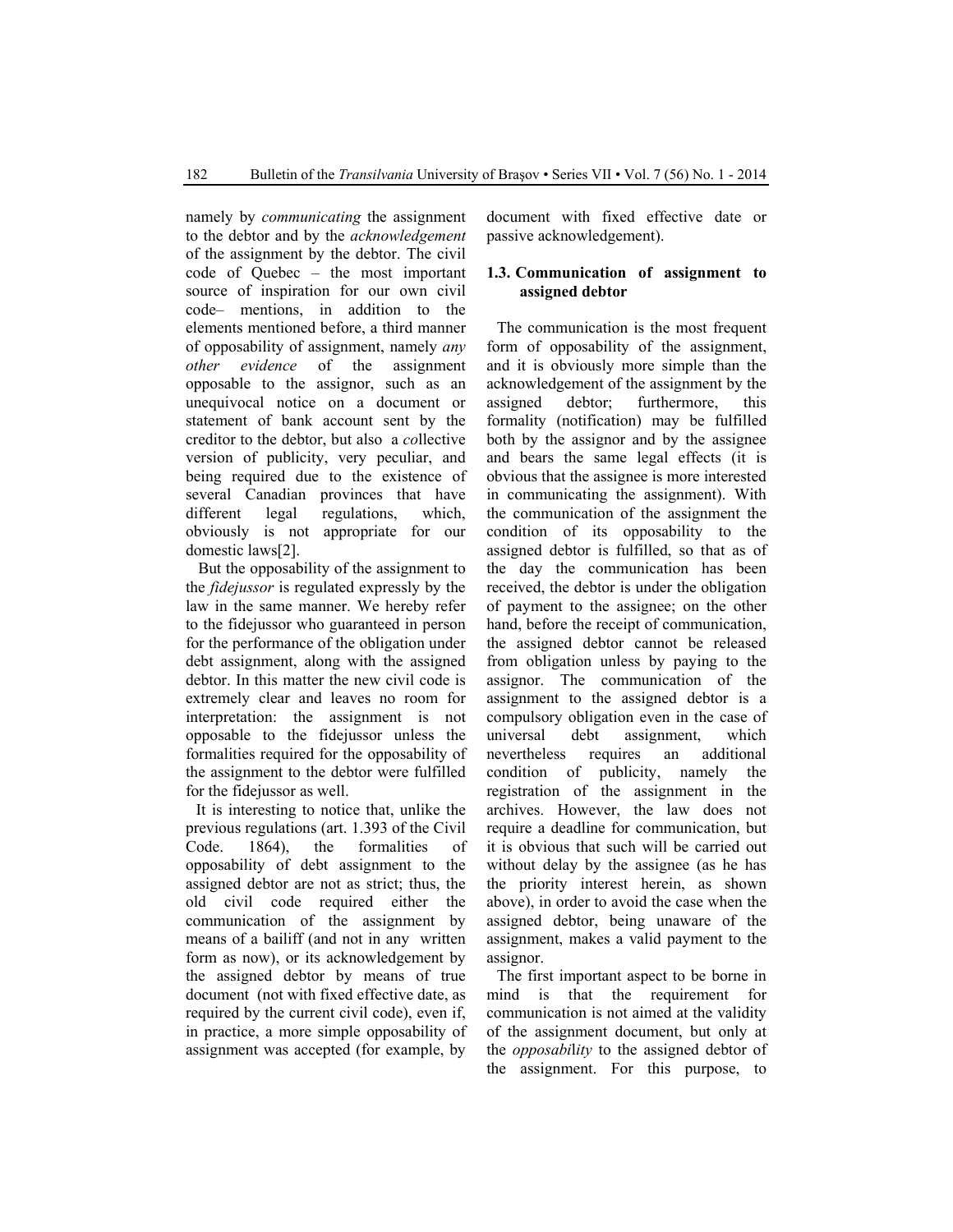namely by *communicating* the assignment to the debtor and by the *acknowledgement* of the assignment by the debtor. The civil code of Quebec – the most important source of inspiration for our own civil code– mentions, in addition to the elements mentioned before, a third manner of opposability of assignment, namely *any other evidence* of the assignment opposable to the assignor, such as an unequivocal notice on a document or statement of bank account sent by the creditor to the debtor, but also a *col*lective version of publicity, very peculiar, and being required due to the existence of several Canadian provinces that have different legal regulations, which, obviously is not appropriate for our domestic laws[2].

But the opposability of the assignment to the *fidejussor* is regulated expressly by the law in the same manner. We hereby refer to the fidejussor who guaranteed in person for the performance of the obligation under debt assignment, along with the assigned debtor. In this matter the new civil code is extremely clear and leaves no room for interpretation: the assignment is not opposable to the fidejussor unless the formalities required for the opposability of the assignment to the debtor were fulfilled for the fidejussor as well.

It is interesting to notice that, unlike the previous regulations (art. 1.393 of the Civil Code. 1864), the formalities of opposability of debt assignment to the assigned debtor are not as strict; thus, the old civil code required either the communication of the assignment by means of a bailiff (and not in any written form as now), or its acknowledgement by the assigned debtor by means of true document (not with fixed effective date, as required by the current civil code), even if, in practice, a more simple opposability of assignment was accepted (for example, by document with fixed effective date or passive acknowledgement).

### 1.3. Communication of assignment to assigned debtor

The communication is the most frequent form of opposability of the assignment, and it is obviously more simple than the acknowledgement of the assignment by the assigned debtor; furthermore, this formality (notification) may be fulfilled both by the assignor and by the assignee and bears the same legal effects (it is obvious that the assignee is more interested in communicating the assignment). With the communication of the assignment the condition of its opposability to the assigned debtor is fulfilled, so that as of the day the communication has been received, the debtor is under the obligation of payment to the assignee; on the other hand, before the receipt of communication, the assigned debtor cannot be released from obligation unless by paying to the assignor. The communication of the assignment to the assigned debtor is a compulsory obligation even in the case of universal debt assignment, which nevertheless requires an additional condition of publicity, namely the registration of the assignment in the archives. However, the law does not require a deadline for communication, but it is obvious that such will be carried out without delay by the assignee (as he has the priority interest herein, as shown above), in order to avoid the case when the assigned debtor, being unaware of the assignment, makes a valid payment to the assignor.

The first important aspect to be borne in mind is that the requirement for communication is not aimed at the validity of the assignment document, but only at the *opposability* to the assigned debtor of the assignment. For this purpose, to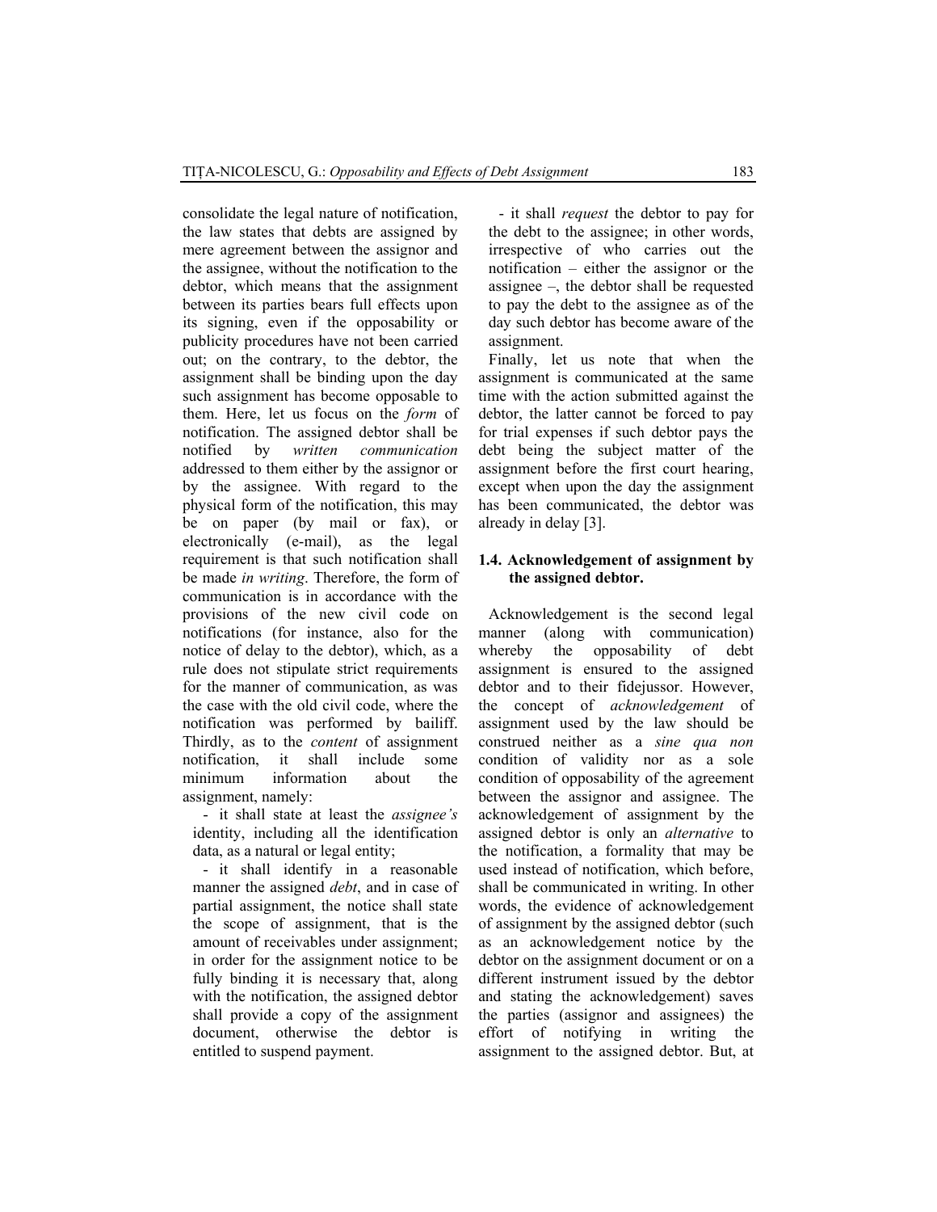consolidate the legal nature of notification, the law states that debts are assigned by mere agreement between the assignor and the assignee, without the notification to the debtor, which means that the assignment between its parties bears full effects upon its signing, even if the opposability or publicity procedures have not been carried out; on the contrary, to the debtor, the assignment shall be binding upon the day such assignment has become opposable to them. Here, let us focus on the *form* of notification. The assigned debtor shall be notified by *written communication* addressed to them either by the assignor or by the assignee. With regard to the physical form of the notification, this may be on paper (by mail or fax), or electronically (e-mail), as the legal requirement is that such notification shall be made *in writing*. Therefore, the form of communication is in accordance with the provisions of the new civil code on notifications (for instance, also for the notice of delay to the debtor), which, as a rule does not stipulate strict requirements for the manner of communication, as was the case with the old civil code, where the notification was performed by bailiff. Thirdly, as to the *content* of assignment notification, it shall include some minimum information about the assignment, namely:

- it shall state at least the *assignee's* identity, including all the identification data, as a natural or legal entity;
- it shall identify in a reasonable manner the assigned *debt*, and in case of partial assignment, the notice shall state the scope of assignment, that is the amount of receivables under assignment; in order for the assignment notice to be fully binding it is necessary that, along with the notification, the assigned debtor shall provide a copy of the assignment document, otherwise the debtor is entitled to suspend payment.
- it shall *request* the debtor to pay for the debt to the assignee; in other words, irrespective of who carries out the notification – either the assignor or the assignee –, the debtor shall be requested to pay the debt to the assignee as of the day such debtor has become aware of the assignment.

Finally, let us note that when the assignment is communicated at the same time with the action submitted against the debtor, the latter cannot be forced to pay for trial expenses if such debtor pays the debt being the subject matter of the assignment before the first court hearing, except when upon the day the assignment has been communicated, the debtor was already in delay [3].

### 1.4. Acknowledgement of assignment by the assigned debtor.

Acknowledgement is the second legal manner (along with communication) whereby the opposability of debt assignment is ensured to the assigned debtor and to their fidejussor. However, the concept of *acknowledgement* of assignment used by the law should be construed neither as a *sine qua non* condition of validity nor as a sole condition of opposability of the agreement between the assignor and assignee. The acknowledgement of assignment by the assigned debtor is only an *alternative* to the notification, a formality that may be used instead of notification, which before, shall be communicated in writing. In other words, the evidence of acknowledgement of assignment by the assigned debtor (such as an acknowledgement notice by the debtor on the assignment document or on a different instrument issued by the debtor and stating the acknowledgement) saves the parties (assignor and assignees) the effort of notifying in writing the assignment to the assigned debtor. But, at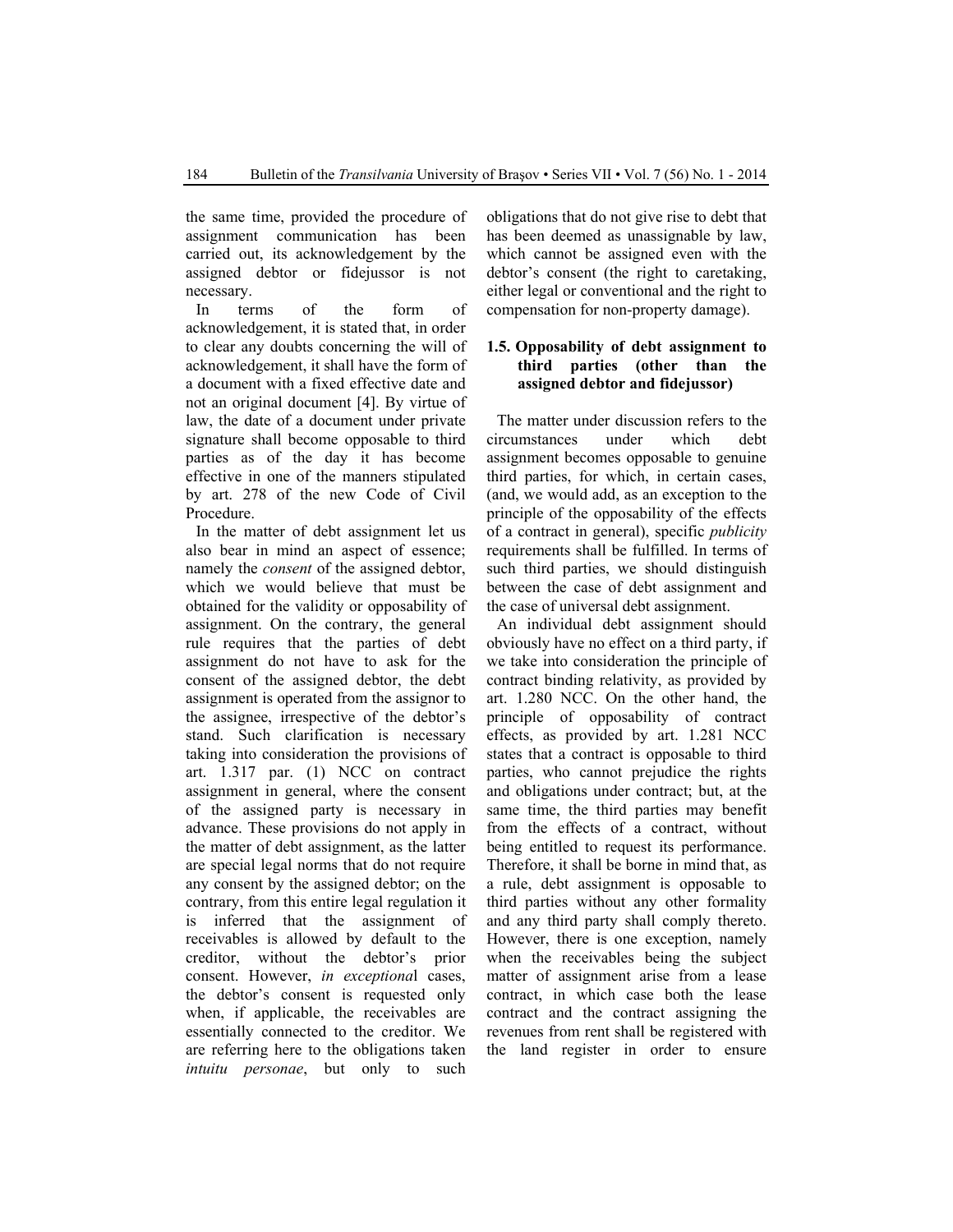the same time, provided the procedure of assignment communication has been carried out, its acknowledgement by the assigned debtor or fidejussor is not necessary.

In terms of the form of acknowledgement, it is stated that, in order to clear any doubts concerning the will of acknowledgement, it shall have the form of a document with a fixed effective date and not an original document [4]. By virtue of law, the date of a document under private signature shall become opposable to third parties as of the day it has become effective in one of the manners stipulated by art. 278 of the new Code of Civil Procedure.

In the matter of debt assignment let us also bear in mind an aspect of essence; namely the *consent* of the assigned debtor, which we would believe that must be obtained for the validity or opposability of assignment. On the contrary, the general rule requires that the parties of debt assignment do not have to ask for the consent of the assigned debtor, the debt assignment is operated from the assignor to the assignee, irrespective of the debtor's stand. Such clarification is necessary taking into consideration the provisions of art. 1.317 par. (1) NCC on contract assignment in general, where the consent of the assigned party is necessary in advance. These provisions do not apply in the matter of debt assignment, as the latter are special legal norms that do not require any consent by the assigned debtor; on the contrary, from this entire legal regulation it is inferred that the assignment of receivables is allowed by default to the creditor, without the debtor's prior consent. However, *in exceptional* cases, the debtor's consent is requested only when, if applicable, the receivables are essentially connected to the creditor. We are referring here to the obligations taken *intuitu personae*, but only to such obligations that do not give rise to debt that has been deemed as unassignable by law, which cannot be assigned even with the debtor's consent (the right to caretaking, either legal or conventional and the right to compensation for non-property damage).

### 1.5. Opposability of debt assignment to third parties (other than the assigned debtor and fidejussor)

The matter under discussion refers to the circumstances under which debt assignment becomes opposable to genuine third parties, for which, in certain cases, (and, we would add, as an exception to the principle of the opposability of the effects of a contract in general), specific *publicity* requirements shall be fulfilled. In terms of such third parties, we should distinguish between the case of debt assignment and the case of universal debt assignment.

An individual debt assignment should obviously have no effect on a third party, if we take into consideration the principle of contract binding relativity, as provided by art. 1.280 NCC. On the other hand, the principle of opposability of contract effects, as provided by art. 1.281 NCC states that a contract is opposable to third parties, who cannot prejudice the rights and obligations under contract; but, at the same time, the third parties may benefit from the effects of a contract, without being entitled to request its performance. Therefore, it shall be borne in mind that, as a rule, debt assignment is opposable to third parties without any other formality and any third party shall comply thereto. However, there is one exception, namely when the receivables being the subject matter of assignment arise from a lease contract, in which case both the lease contract and the contract assigning the revenues from rent shall be registered with the land register in order to ensure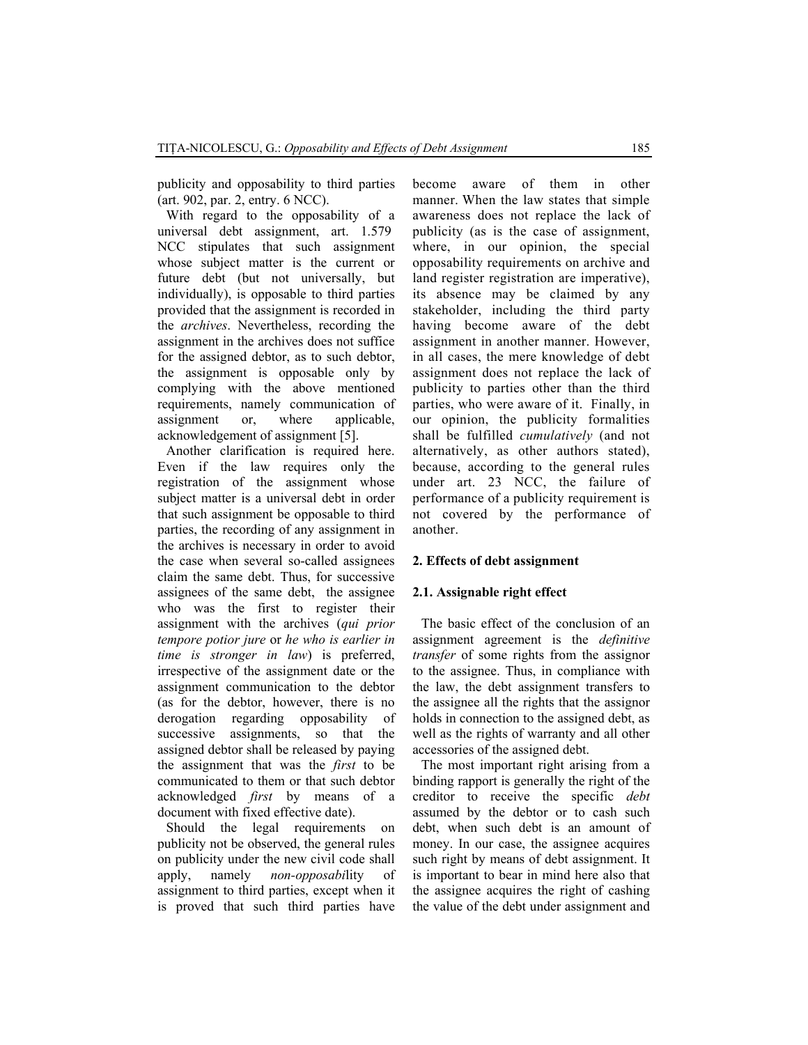publicity and opposability to third parties (art. 902, par. 2, entry. 6 NCC).

With regard to the opposability of a universal debt assignment, art. 1.579 NCC stipulates that such assignment whose subject matter is the current or future debt (but not universally, but individually), is opposable to third parties provided that the assignment is recorded in the *archives*. Nevertheless, recording the assignment in the archives does not suffice for the assigned debtor, as to such debtor, the assignment is opposable only by complying with the above mentioned requirements, namely communication of assignment or, where applicable, acknowledgement of assignment [5].

Another clarification is required here. Even if the law requires only the registration of the assignment whose subject matter is a universal debt in order that such assignment be opposable to third parties, the recording of any assignment in the archives is necessary in order to avoid the case when several so-called assignees claim the same debt. Thus, for successive assignees of the same debt, the assignee who was the first to register their assignment with the archives (*qui prior tempore potior jure* or *he who is earlier in time is stronger in law*) is preferred, irrespective of the assignment date or the assignment communication to the debtor (as for the debtor, however, there is no derogation regarding opposability of successive assignments, so that the assigned debtor shall be released by paying the assignment that was the *first* to be communicated to them or that such debtor acknowledged *first* by means of a document with fixed effective date).

Should the legal requirements on publicity not be observed, the general rules on publicity under the new civil code shall apply, namely *non-opposabi*lity of assignment to third parties, except when it is proved that such third parties have become aware of them in other manner. When the law states that simple awareness does not replace the lack of publicity (as is the case of assignment, where, in our opinion, the special opposability requirements on archive and land register registration are imperative), its absence may be claimed by any stakeholder, including the third party having become aware of the debt assignment in another manner. However, in all cases, the mere knowledge of debt assignment does not replace the lack of publicity to parties other than the third parties, who were aware of it. Finally, in our opinion, the publicity formalities shall be fulfilled *cumulatively* (and not alternatively, as other authors stated), because, according to the general rules under art. 23 NCC, the failure of performance of a publicity requirement is not covered by the performance of another.

## 2. Effects of debt assignment

### 2.1. Assignable right effect

The basic effect of the conclusion of an assignment agreement is the *definitive transfer* of some rights from the assignor to the assignee. Thus, in compliance with the law, the debt assignment transfers to the assignee all the rights that the assignor holds in connection to the assigned debt, as well as the rights of warranty and all other accessories of the assigned debt.

The most important right arising from a binding rapport is generally the right of the creditor to receive the specific *debt* assumed by the debtor or to cash such debt, when such debt is an amount of money. In our case, the assignee acquires such right by means of debt assignment. It is important to bear in mind here also that the assignee acquires the right of cashing the value of the debt under assignment and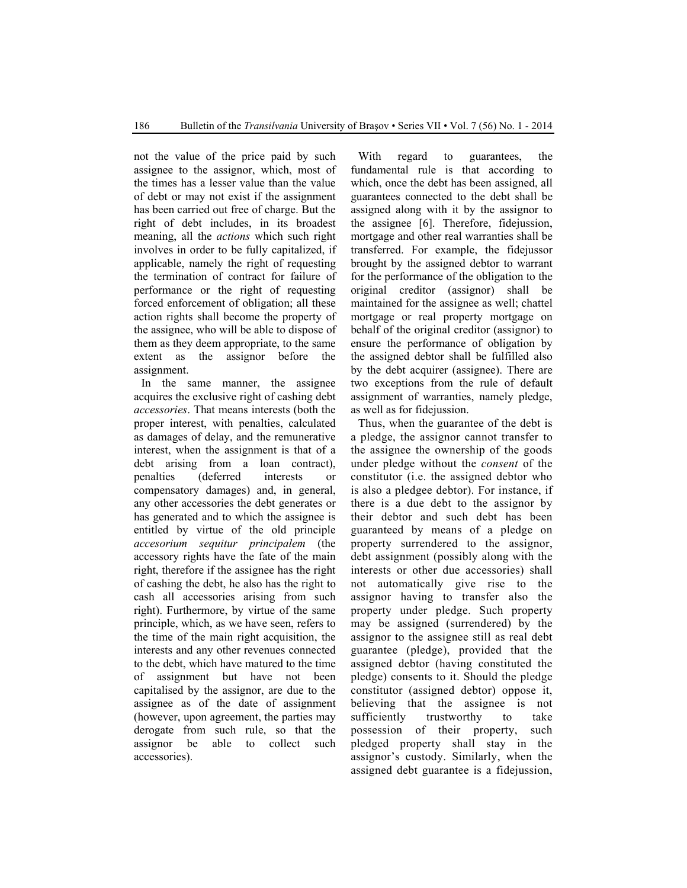not the value of the price paid by such assignee to the assignor, which, most of the times has a lesser value than the value of debt or may not exist if the assignment has been carried out free of charge. But the right of debt includes, in its broadest meaning, all the *actions* which such right involves in order to be fully capitalized, if applicable, namely the right of requesting the termination of contract for failure of performance or the right of requesting forced enforcement of obligation; all these action rights shall become the property of the assignee, who will be able to dispose of them as they deem appropriate, to the same extent as the assignor before the assignment.

In the same manner, the assignee acquires the exclusive right of cashing debt *accessories*. That means interests (both the proper interest, with penalties, calculated as damages of delay, and the remunerative interest, when the assignment is that of a debt arising from a loan contract), penalties (deferred interests or compensatory damages) and, in general, any other accessories the debt generates or has generated and to which the assignee is entitled by virtue of the old principle *accesorium sequitur principalem* (the accessory rights have the fate of the main right, therefore if the assignee has the right of cashing the debt, he also has the right to cash all accessories arising from such right). Furthermore, by virtue of the same principle, which, as we have seen, refers to the time of the main right acquisition, the interests and any other revenues connected to the debt, which have matured to the time of assignment but have not been capitalised by the assignor, are due to the assignee as of the date of assignment (however, upon agreement, the parties may derogate from such rule, so that the assignor be able to collect such accessories).

With regard to guarantees, the fundamental rule is that according to which, once the debt has been assigned, all guarantees connected to the debt shall be assigned along with it by the assignor to the assignee [6]. Therefore, fidejussion, mortgage and other real warranties shall be transferred. For example, the fidejussor brought by the assigned debtor to warrant for the performance of the obligation to the original creditor (assignor) shall be maintained for the assignee as well; chattel mortgage or real property mortgage on behalf of the original creditor (assignor) to ensure the performance of obligation by the assigned debtor shall be fulfilled also by the debt acquirer (assignee). There are two exceptions from the rule of default assignment of warranties, namely pledge, as well as for fidejussion.

Thus, when the guarantee of the debt is a pledge, the assignor cannot transfer to the assignee the ownership of the goods under pledge without the *consent* of the constitutor (i.e. the assigned debtor who is also a pledgee debtor). For instance, if there is a due debt to the assignor by their debtor and such debt has been guaranteed by means of a pledge on property surrendered to the assignor, debt assignment (possibly along with the interests or other due accessories) shall not automatically give rise to the assignor having to transfer also the property under pledge. Such property may be assigned (surrendered) by the assignor to the assignee still as real debt guarantee (pledge), provided that the assigned debtor (having constituted the pledge) consents to it. Should the pledge constitutor (assigned debtor) oppose it, believing that the assignee is not sufficiently trustworthy to take possession of their property, such pledged property shall stay in the assignor's custody. Similarly, when the assigned debt guarantee is a fidejussion,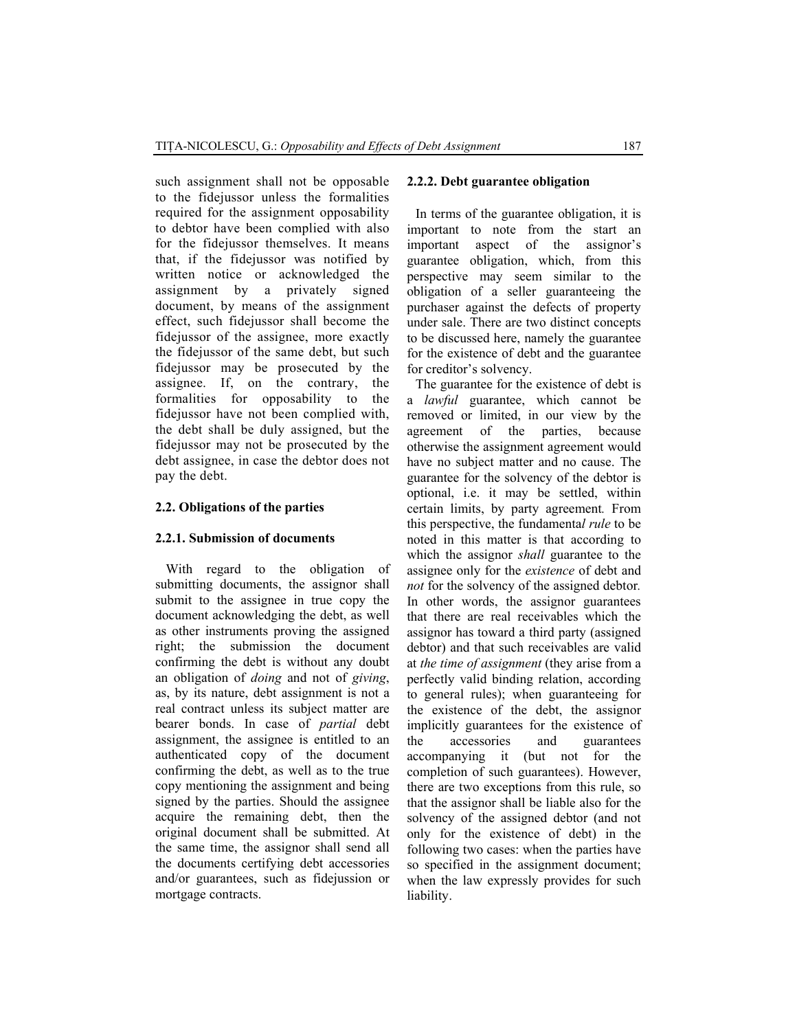such assignment shall not be opposable to the fidejussor unless the formalities required for the assignment opposability to debtor have been complied with also for the fidejussor themselves. It means that, if the fidejussor was notified by written notice or acknowledged the assignment by a privately signed document, by means of the assignment effect, such fidejussor shall become the fidejussor of the assignee, more exactly the fidejussor of the same debt, but such fidejussor may be prosecuted by the assignee. If, on the contrary, the formalities for opposability to the fidejussor have not been complied with, the debt shall be duly assigned, but the fidejussor may not be prosecuted by the debt assignee, in case the debtor does not pay the debt.

### 2.2. Obligations of the parties

#### 2.2.1. Submission of documents

With regard to the obligation of submitting documents, the assignor shall submit to the assignee in true copy the document acknowledging the debt, as well as other instruments proving the assigned right; the submission the document confirming the debt is without any doubt an obligation of *doing* and not of *giving*, as, by its nature, debt assignment is not a real contract unless its subject matter are bearer bonds. In case of *partial* debt assignment, the assignee is entitled to an authenticated copy of the document confirming the debt, as well as to the true copy mentioning the assignment and being signed by the parties. Should the assignee acquire the remaining debt, then the original document shall be submitted. At the same time, the assignor shall send all the documents certifying debt accessories and/or guarantees, such as fidejussion or mortgage contracts.

#### 2.2.2. Debt guarantee obligation

In terms of the guarantee obligation, it is important to note from the start an important aspect of the assignor's guarantee obligation, which, from this perspective may seem similar to the obligation of a seller guaranteeing the purchaser against the defects of property under sale. There are two distinct concepts to be discussed here, namely the guarantee for the existence of debt and the guarantee for creditor's solvency.

The guarantee for the existence of debt is a *lawful* guarantee, which cannot be removed or limited, in our view by the agreement of the parties, because otherwise the assignment agreement would have no subject matter and no cause. The guarantee for the solvency of the debtor is optional, i.e. it may be settled, within certain limits, by party agreement. From this perspective, the fundamenta*l rule* to be noted in this matter is that according to which the assignor *shall* guarantee to the assignee only for the *existence* of debt and *not* for the solvency of the assigned debtor. In other words, the assignor guarantees that there are real receivables which the assignor has toward a third party (assigned debtor) and that such receivables are valid at *the time of assignment* (they arise from a perfectly valid binding relation, according to general rules); when guaranteeing for the existence of the debt, the assignor implicitly guarantees for the existence of the accessories and guarantees accompanying it (but not for the completion of such guarantees). However, there are two exceptions from this rule, so that the assignor shall be liable also for the solvency of the assigned debtor (and not only for the existence of debt) in the following two cases: when the parties have so specified in the assignment document; when the law expressly provides for such liability.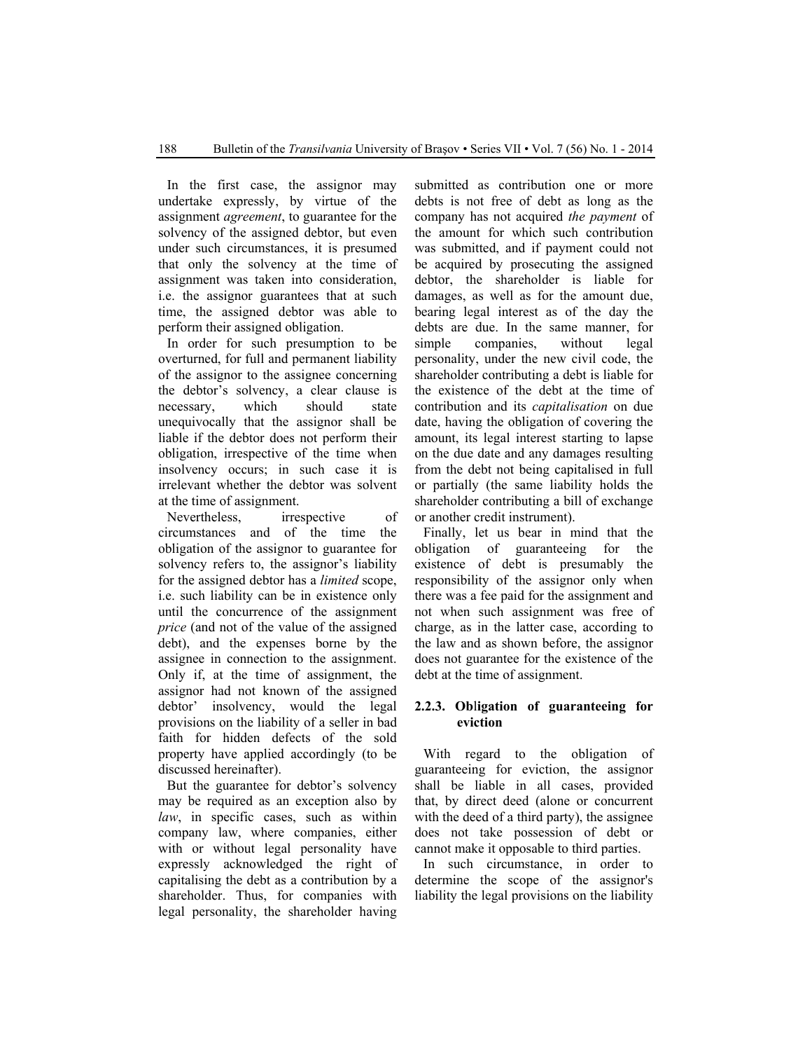In the first case, the assignor may undertake expressly, by virtue of the assignment *agreement*, to guarantee for the solvency of the assigned debtor, but even under such circumstances, it is presumed that only the solvency at the time of assignment was taken into consideration, i.e. the assignor guarantees that at such time, the assigned debtor was able to perform their assigned obligation.

In order for such presumption to be overturned, for full and permanent liability of the assignor to the assignee concerning the debtor's solvency, a clear clause is necessary, which should state unequivocally that the assignor shall be liable if the debtor does not perform their obligation, irrespective of the time when insolvency occurs; in such case it is irrelevant whether the debtor was solvent at the time of assignment.

Nevertheless, irrespective of circumstances and of the time the obligation of the assignor to guarantee for solvency refers to, the assignor's liability for the assigned debtor has a *limited* scope, i.e. such liability can be in existence only until the concurrence of the assignment *price* (and not of the value of the assigned debt), and the expenses borne by the assignee in connection to the assignment. Only if, at the time of assignment, the assignor had not known of the assigned debtor' insolvency, would the legal provisions on the liability of a seller in bad faith for hidden defects of the sold property have applied accordingly (to be discussed hereinafter).

But the guarantee for debtor's solvency may be required as an exception also by *law*, in specific cases, such as within company law, where companies, either with or without legal personality have expressly acknowledged the right of capitalising the debt as a contribution by a shareholder. Thus, for companies with legal personality, the shareholder having submitted as contribution one or more debts is not free of debt as long as the company has not acquired *the payment* of the amount for which such contribution was submitted, and if payment could not be acquired by prosecuting the assigned debtor, the shareholder is liable for damages, as well as for the amount due, bearing legal interest as of the day the debts are due. In the same manner, for simple companies, without legal personality, under the new civil code, the shareholder contributing a debt is liable for the existence of the debt at the time of contribution and its *capitalisation* on due date, having the obligation of covering the amount, its legal interest starting to lapse on the due date and any damages resulting from the debt not being capitalised in full or partially (the same liability holds the shareholder contributing a bill of exchange or another credit instrument).

Finally, let us bear in mind that the obligation of guaranteeing for the existence of debt is presumably the responsibility of the assignor only when there was a fee paid for the assignment and not when such assignment was free of charge, as in the latter case, according to the law and as shown before, the assignor does not guarantee for the existence of the debt at the time of assignment.

### 2.2.3. Obligation of guaranteeing for eviction

With regard to the obligation of guaranteeing for eviction, the assignor shall be liable in all cases, provided that, by direct deed (alone or concurrent with the deed of a third party), the assignee does not take possession of debt or cannot make it opposable to third parties.

In such circumstance, in order to determine the scope of the assignor's liability the legal provisions on the liability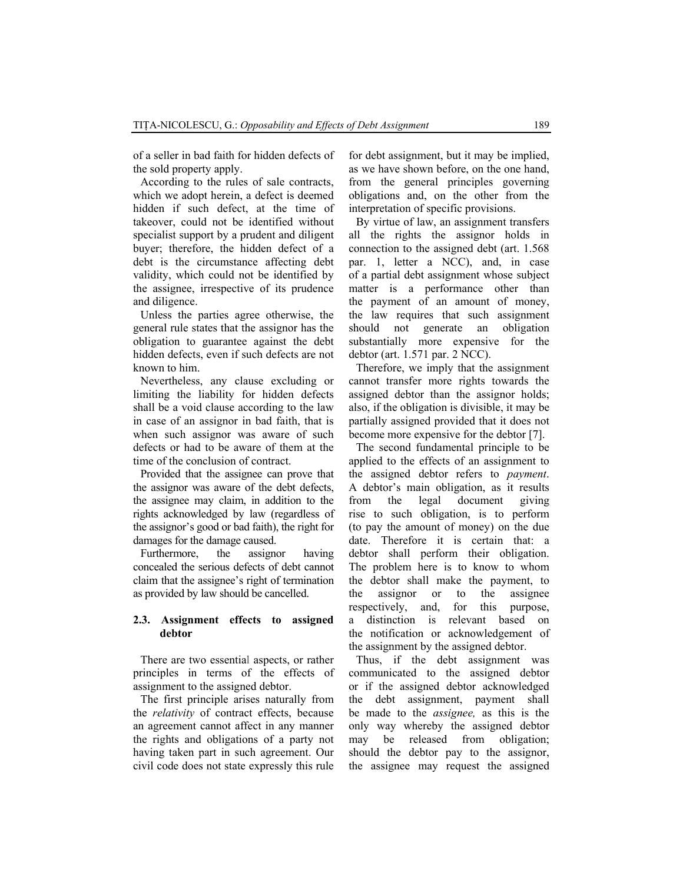of a seller in bad faith for hidden defects of the sold property apply.

According to the rules of sale contracts, which we adopt herein, a defect is deemed hidden if such defect, at the time of takeover, could not be identified without specialist support by a prudent and diligent buyer; therefore, the hidden defect of a debt is the circumstance affecting debt validity, which could not be identified by the assignee, irrespective of its prudence and diligence.

Unless the parties agree otherwise, the general rule states that the assignor has the obligation to guarantee against the debt hidden defects, even if such defects are not known to him.

Nevertheless, any clause excluding or limiting the liability for hidden defects shall be a void clause according to the law in case of an assignor in bad faith, that is when such assignor was aware of such defects or had to be aware of them at the time of the conclusion of contract.

Provided that the assignee can prove that the assignor was aware of the debt defects, the assignee may claim, in addition to the rights acknowledged by law (regardless of the assignor's good or bad faith), the right for damages for the damage caused.

Furthermore, the assignor having concealed the serious defects of debt cannot claim that the assignee's right of termination as provided by law should be cancelled.

### 2.3. Assignment effects to assigned debtor

There are two essential aspects, or rather principles in terms of the effects of assignment to the assigned debtor.

The first principle arises naturally from the *relativity* of contract effects, because an agreement cannot affect in any manner the rights and obligations of a party not having taken part in such agreement. Our civil code does not state expressly this rule for debt assignment, but it may be implied, as we have shown before, on the one hand, from the general principles governing obligations and, on the other from the interpretation of specific provisions.

By virtue of law, an assignment transfers all the rights the assignor holds in connection to the assigned debt (art. 1.568 par. 1, letter a NCC), and, in case of a partial debt assignment whose subject matter is a performance other than the payment of an amount of money, the law requires that such assignment should not generate an obligation substantially more expensive for the debtor (art. 1.571 par. 2 NCC).

Therefore, we imply that the assignment cannot transfer more rights towards the assigned debtor than the assignor holds; also, if the obligation is divisible, it may be partially assigned provided that it does not become more expensive for the debtor [7].

The second fundamental principle to be applied to the effects of an assignment to the assigned debtor refers to *payment*. A debtor's main obligation, as it results from the legal document giving rise to such obligation, is to perform (to pay the amount of money) on the due date. Therefore it is certain that: a debtor shall perform their obligation. The problem here is to know to whom the debtor shall make the payment, to the assignor or to the assignee respectively, and, for this purpose, a distinction is relevant based on the notification or acknowledgement of the assignment by the assigned debtor.

Thus, if the debt assignment was communicated to the assigned debtor or if the assigned debtor acknowledged the debt assignment, payment shall be made to the *assignee,* as this is the only way whereby the assigned debtor may be released from obligation; should the debtor pay to the assignor, the assignee may request the assigned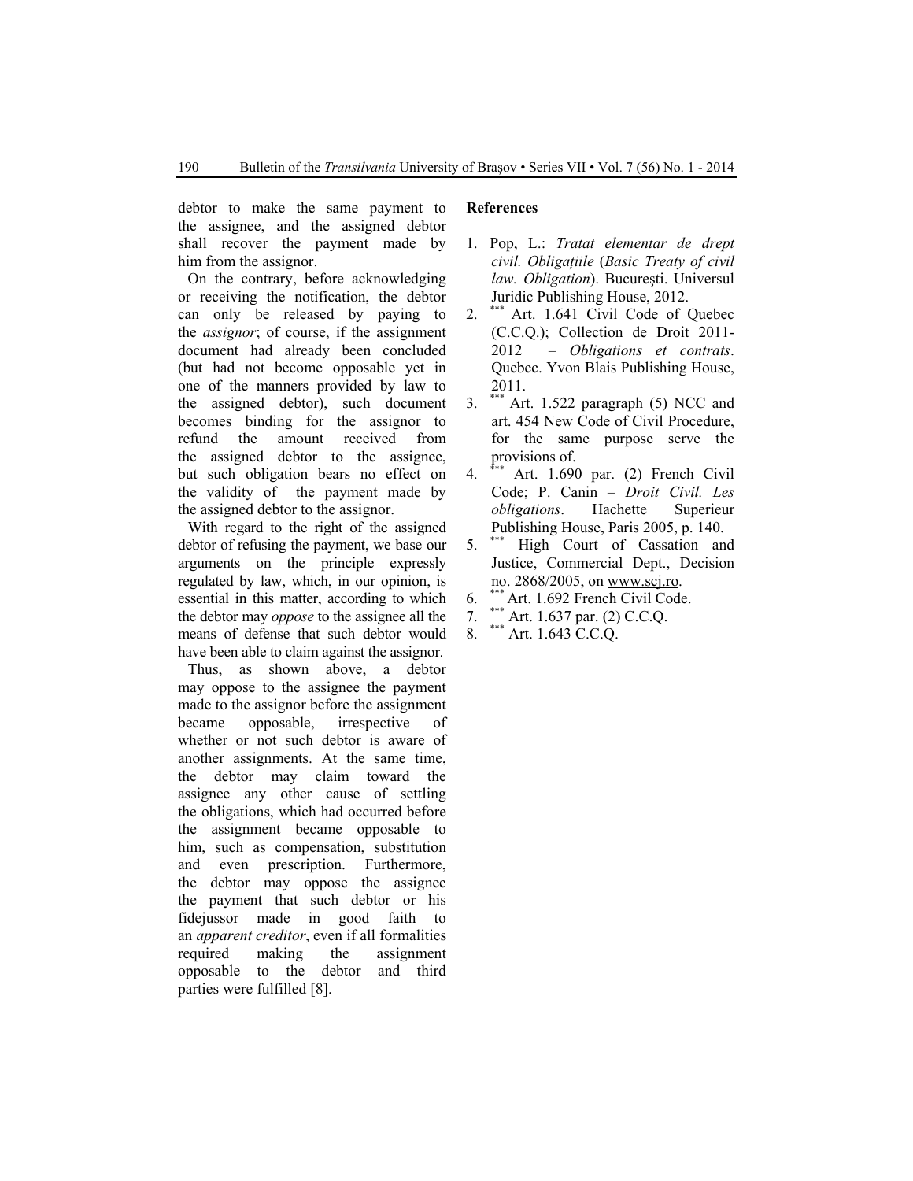debtor to make the same payment to the assignee, and the assigned debtor shall recover the payment made by him from the assignor.

On the contrary, before acknowledging or receiving the notification, the debtor can only be released by paying to the *assignor*; of course, if the assignment document had already been concluded (but had not become opposable yet in one of the manners provided by law to the assigned debtor), such document becomes binding for the assignor to refund the amount received from the assigned debtor to the assignee, but such obligation bears no effect on the validity of the payment made by the assigned debtor to the assignor.

With regard to the right of the assigned debtor of refusing the payment, we base our arguments on the principle expressly regulated by law, which, in our opinion, is essential in this matter, according to which the debtor may *oppose* to the assignee all the means of defense that such debtor would have been able to claim against the assignor.

Thus, as shown above, a debtor may oppose to the assignee the payment made to the assignor before the assignment became opposable, irrespective of whether or not such debtor is aware of another assignments. At the same time, the debtor may claim toward the assignee any other cause of settling the obligations, which had occurred before the assignment became opposable to him, such as compensation, substitution and even prescription. Furthermore, the debtor may oppose the assignee the payment that such debtor or his fidejussor made in good faith to an *apparent creditor*, even if all formalities required making the assignment opposable to the debtor and third parties were fulfilled [8].

**References**

1. Pop, L.: *Tratat elementar de drept civil. Obligațiile* (*Basic Treaty of civil law. Obligation*). București. Universul Juridic Publishing House, 2012.
2. *** Art. 1.641 Civil Code of Quebec (C.C.Q.); Collection de Droit 2011-2012 – *Obligations et contrats*. Quebec. Yvon Blais Publishing House, 2011.
3. *** Art. 1.522 paragraph (5) NCC and art. 454 New Code of Civil Procedure, for the same purpose serve the provisions of.
4. *** Art. 1.690 par. (2) French Civil Code; P. Canin – *Droit Civil. Les obligations*. Hachette Superieur Publishing House, Paris 2005, p. 140.
5. *** High Court of Cassation and Justice, Commercial Dept., Decision no. 2868/2005, on www.scj.ro.
6. *** Art. 1.692 French Civil Code.
7. *** Art. 1.637 par. (2) C.C.Q.
8. *** Art. 1.643 C.C.Q.